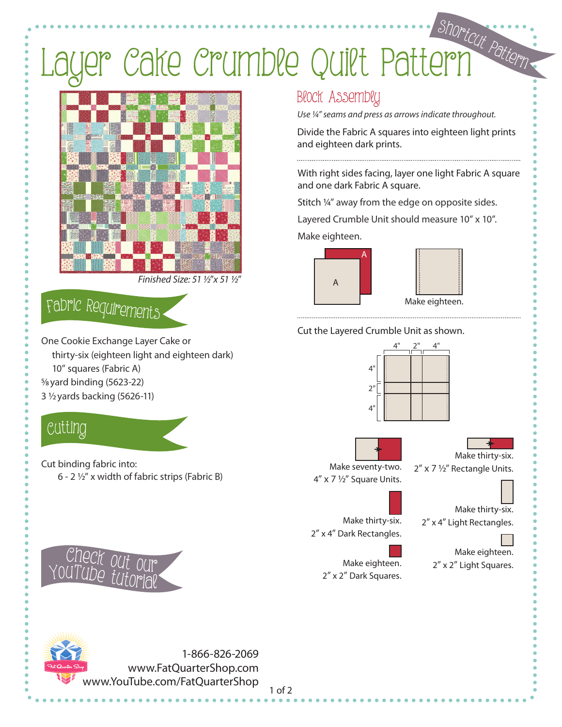# Layer Cake Crumble Quilt Pattern

Shortcut Pattern

*Finished Size: 51 ½"x 51 ½"*

## Fabric Requirements

One Cookie Exchange Layer Cake or thirty-six (eighteen light and eighteen dark) 10" squares (Fabric A)

⅝ yard binding (5623-22)

3 ½ yards backing (5626-11)

## Cutting

Cut binding fabric into:

6 - 2 ½" x width of fabric strips (Fabric B)

Check out our YouTube tutorial

## Block Assembly

*Use ¼" seams and press as arrows indicate throughout.*

Divide the Fabric A squares into eighteen light prints and eighteen dark prints.

With right sides facing, layer one light Fabric A square and one dark Fabric A square.

Stitch ¼" away from the edge on opposite sides.

Layered Crumble Unit should measure 10" x 10".

Make eighteen.

Make eighteen.

Cut the Layered Crumble Unit as shown.

4" 2" 4"

4" 2" 4"

Make seventy-two. 4" x 7 ½" Square Units.

Make thirty-six. 2" x 7 ½" Rectangle Units.

Make thirty-six. 2" x 4" Dark Rectangles.

Make thirty-six. 2" x 4" Light Rectangles.

Make eighteen. 2" x 2" Dark Squares.

Make eighteen. 2" x 2" Light Squares.

1-866-826-2069
www.FatQuarterShop.com
www.YouTube.com/FatQuarterShop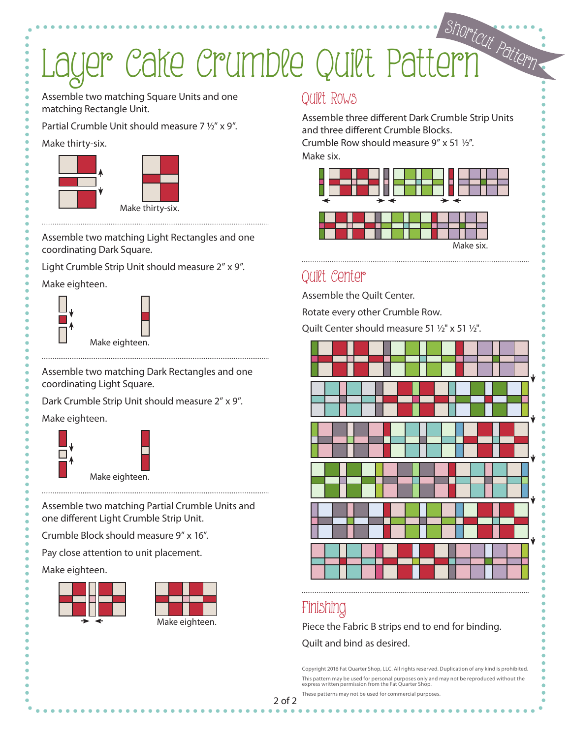# Layer Cake Crumble Quilt Pattern

Shortcut Pattern

Assemble two matching Square Units and one matching Rectangle Unit.

Partial Crumble Unit should measure 7 ½" x 9".

Make thirty-six.

Make thirty-six.

Assemble two matching Light Rectangles and one coordinating Dark Square.

Light Crumble Strip Unit should measure 2" x 9".

Make eighteen.

Make eighteen.

Assemble two matching Dark Rectangles and one coordinating Light Square.

Dark Crumble Strip Unit should measure 2" x 9".

Make eighteen.

Make eighteen.

Assemble two matching Partial Crumble Units and one different Light Crumble Strip Unit.

Crumble Block should measure 9" x 16".

Pay close attention to unit placement.

Make eighteen.

Make eighteen.

## Quilt Rows

Assemble three different Dark Crumble Strip Units and three different Crumble Blocks.
Crumble Row should measure 9" x 51 ½".
Make six.

Make six.

## Quilt Center

Assemble the Quilt Center.

Rotate every other Crumble Row.

Quilt Center should measure 51 ½" x 51 ½".

## Finishing

Piece the Fabric B strips end to end for binding.

Quilt and bind as desired.

Copyright 2016 Fat Quarter Shop, LLC. All rights reserved. Duplication of any kind is prohibited.

This pattern may be used for personal purposes only and may not be reproduced without the express written permission from the Fat Quarter Shop.

These patterns may not be used for commercial purposes.